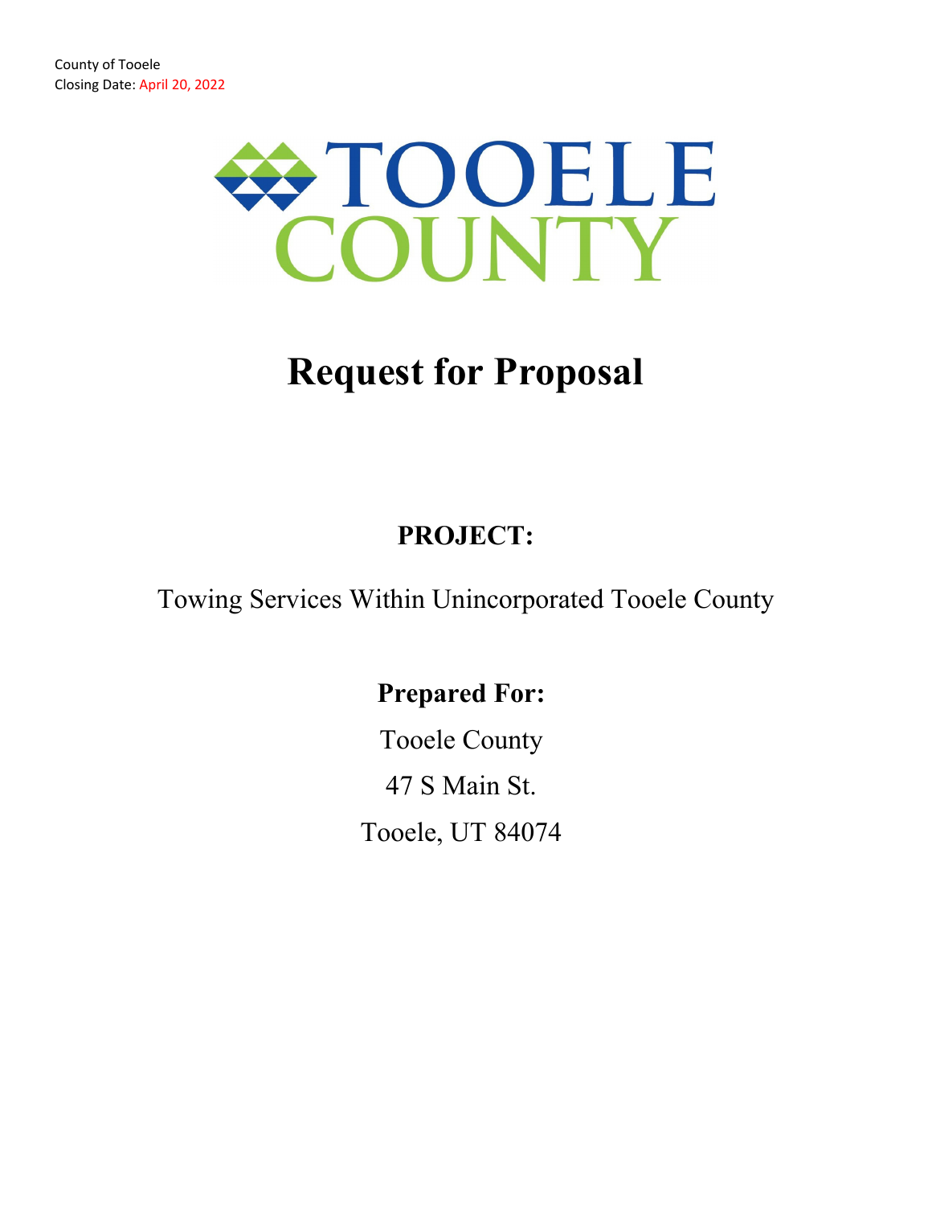County of Tooele
Closing Date: April 20, 2022

TOOELE COUNTY

# Request for Proposal

## PROJECT:

Towing Services Within Unincorporated Tooele County

## Prepared For:

Tooele County

47 S Main St.

Tooele, UT 84074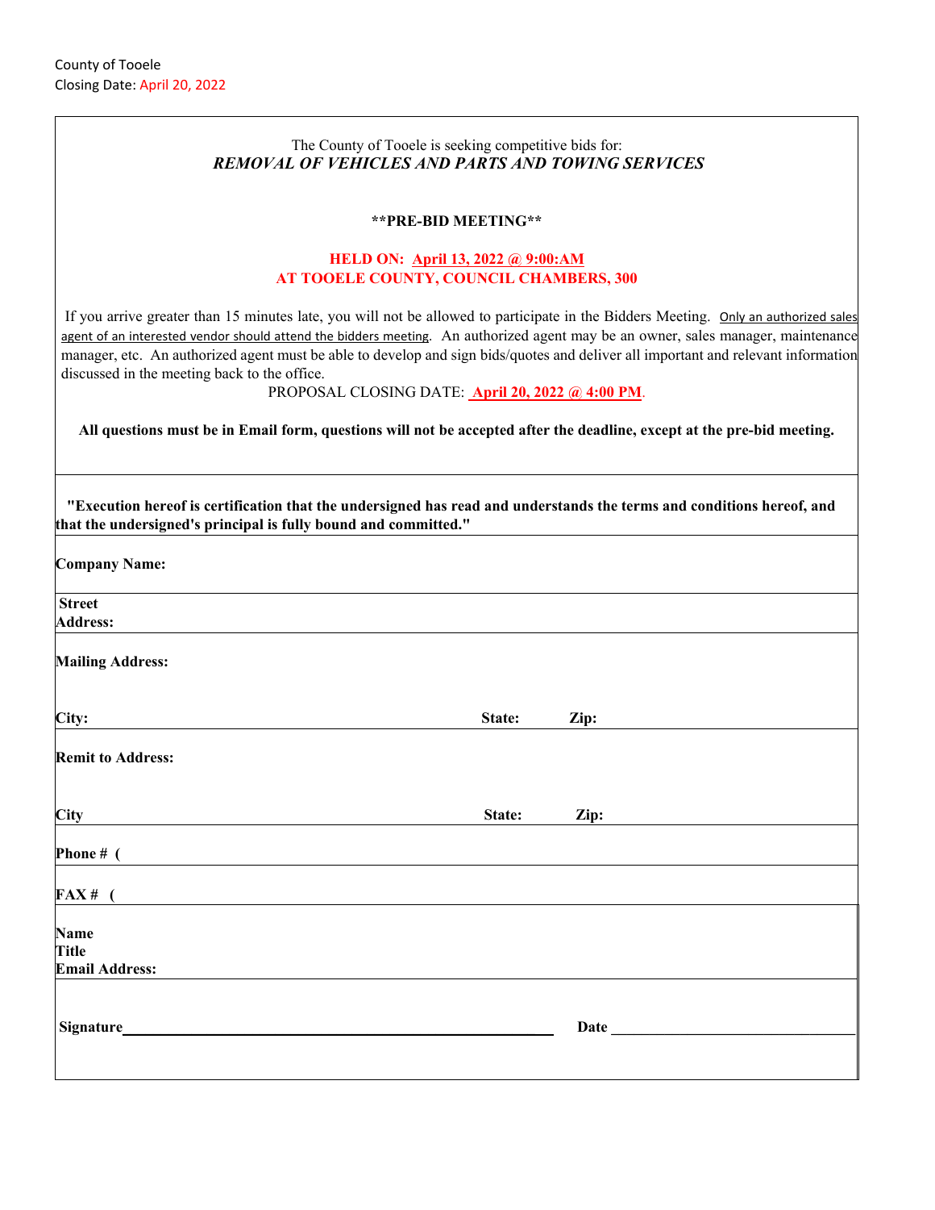County of Tooele
Closing Date: April 20, 2022

The County of Tooele is seeking competitive bids for:

***REMOVAL OF VEHICLES AND PARTS AND TOWING SERVICES***

**\*\*PRE-BID MEETING\*\***

**HELD ON: April 13, 2022 @ 9:00:AM**
**AT TOOELE COUNTY, COUNCIL CHAMBERS, 300**

If you arrive greater than 15 minutes late, you will not be allowed to participate in the Bidders Meeting. Only an authorized sales agent of an interested vendor should attend the bidders meeting. An authorized agent may be an owner, sales manager, maintenance manager, etc. An authorized agent must be able to develop and sign bids/quotes and deliver all important and relevant information discussed in the meeting back to the office.

PROPOSAL CLOSING DATE: **April 20, 2022 @ 4:00 PM**.

**All questions must be in Email form, questions will not be accepted after the deadline, except at the pre-bid meeting.**

**"Execution hereof is certification that the undersigned has read and understands the terms and conditions hereof, and that the undersigned's principal is fully bound and committed."**

**Company Name:**

**Street Address:**

**Mailing Address:**

**City:** **State:** **Zip:**

**Remit to Address:**

**City** **State:** **Zip:**

**Phone # (**

**FAX # (**

**Name**
**Title**
**Email Address:**

**Signature**\_\_\_\_\_\_\_\_\_\_\_\_\_\_\_\_\_\_\_\_\_\_\_\_\_\_\_\_\_\_\_\_\_\_\_\_\_\_\_\_ **Date** \_\_\_\_\_\_\_\_\_\_\_\_\_\_\_\_\_\_\_\_\_\_\_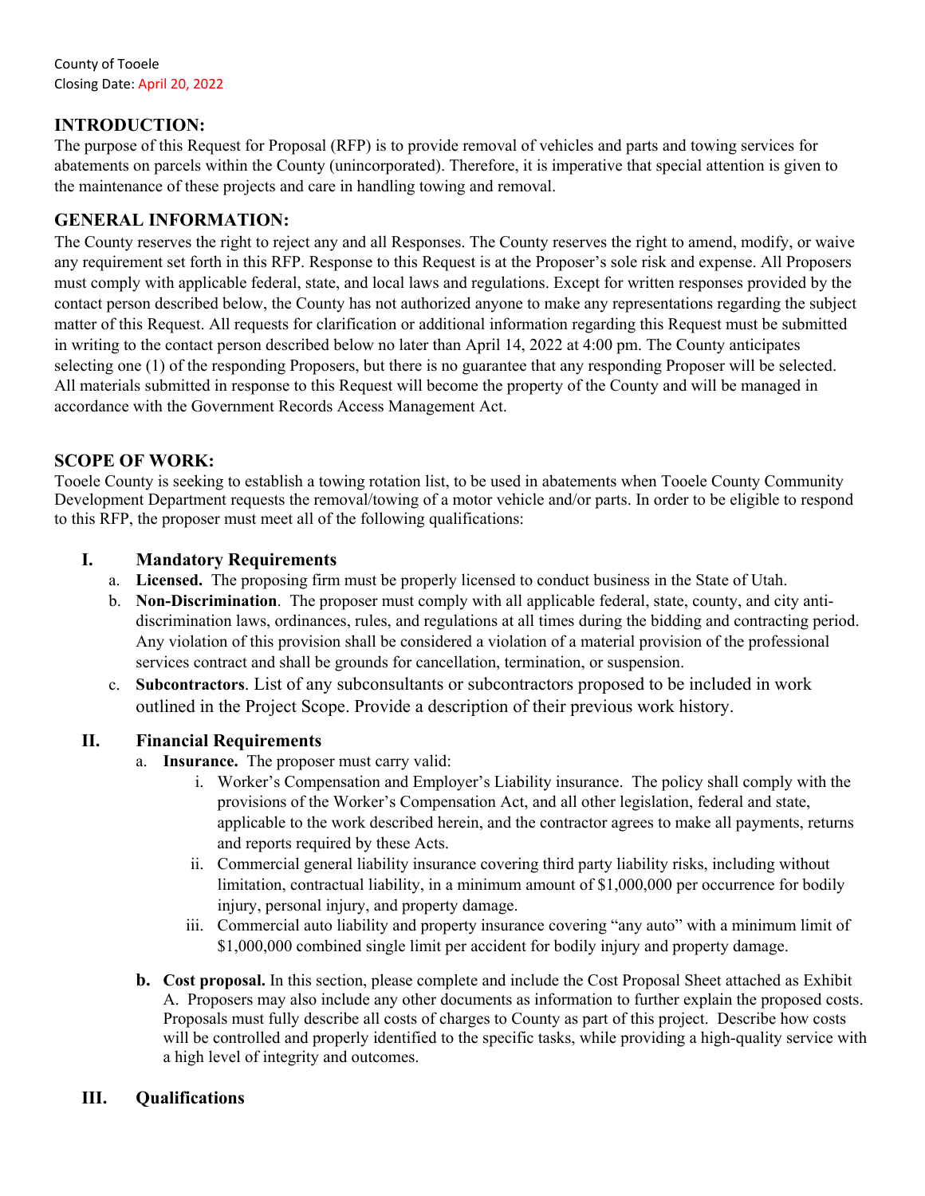County of Tooele
Closing Date: April 20, 2022

## INTRODUCTION:

The purpose of this Request for Proposal (RFP) is to provide removal of vehicles and parts and towing services for abatements on parcels within the County (unincorporated). Therefore, it is imperative that special attention is given to the maintenance of these projects and care in handling towing and removal.

## GENERAL INFORMATION:

The County reserves the right to reject any and all Responses. The County reserves the right to amend, modify, or waive any requirement set forth in this RFP. Response to this Request is at the Proposer's sole risk and expense. All Proposers must comply with applicable federal, state, and local laws and regulations. Except for written responses provided by the contact person described below, the County has not authorized anyone to make any representations regarding the subject matter of this Request. All requests for clarification or additional information regarding this Request must be submitted in writing to the contact person described below no later than April 14, 2022 at 4:00 pm. The County anticipates selecting one (1) of the responding Proposers, but there is no guarantee that any responding Proposer will be selected. All materials submitted in response to this Request will become the property of the County and will be managed in accordance with the Government Records Access Management Act.

## SCOPE OF WORK:

Tooele County is seeking to establish a towing rotation list, to be used in abatements when Tooele County Community Development Department requests the removal/towing of a motor vehicle and/or parts. In order to be eligible to respond to this RFP, the proposer must meet all of the following qualifications:

### I. Mandatory Requirements

a. **Licensed.** The proposing firm must be properly licensed to conduct business in the State of Utah.

b. **Non-Discrimination**. The proposer must comply with all applicable federal, state, county, and city anti-discrimination laws, ordinances, rules, and regulations at all times during the bidding and contracting period. Any violation of this provision shall be considered a violation of a material provision of the professional services contract and shall be grounds for cancellation, termination, or suspension.

c. **Subcontractors**. List of any subconsultants or subcontractors proposed to be included in work outlined in the Project Scope. Provide a description of their previous work history.

### II. Financial Requirements

a. **Insurance.** The proposer must carry valid:

   i. Worker's Compensation and Employer's Liability insurance. The policy shall comply with the provisions of the Worker's Compensation Act, and all other legislation, federal and state, applicable to the work described herein, and the contractor agrees to make all payments, returns and reports required by these Acts.

   ii. Commercial general liability insurance covering third party liability risks, including without limitation, contractual liability, in a minimum amount of $1,000,000 per occurrence for bodily injury, personal injury, and property damage.

   iii. Commercial auto liability and property insurance covering "any auto" with a minimum limit of $1,000,000 combined single limit per accident for bodily injury and property damage.

**b. Cost proposal.** In this section, please complete and include the Cost Proposal Sheet attached as Exhibit A. Proposers may also include any other documents as information to further explain the proposed costs. Proposals must fully describe all costs of charges to County as part of this project. Describe how costs will be controlled and properly identified to the specific tasks, while providing a high-quality service with a high level of integrity and outcomes.

### III. Qualifications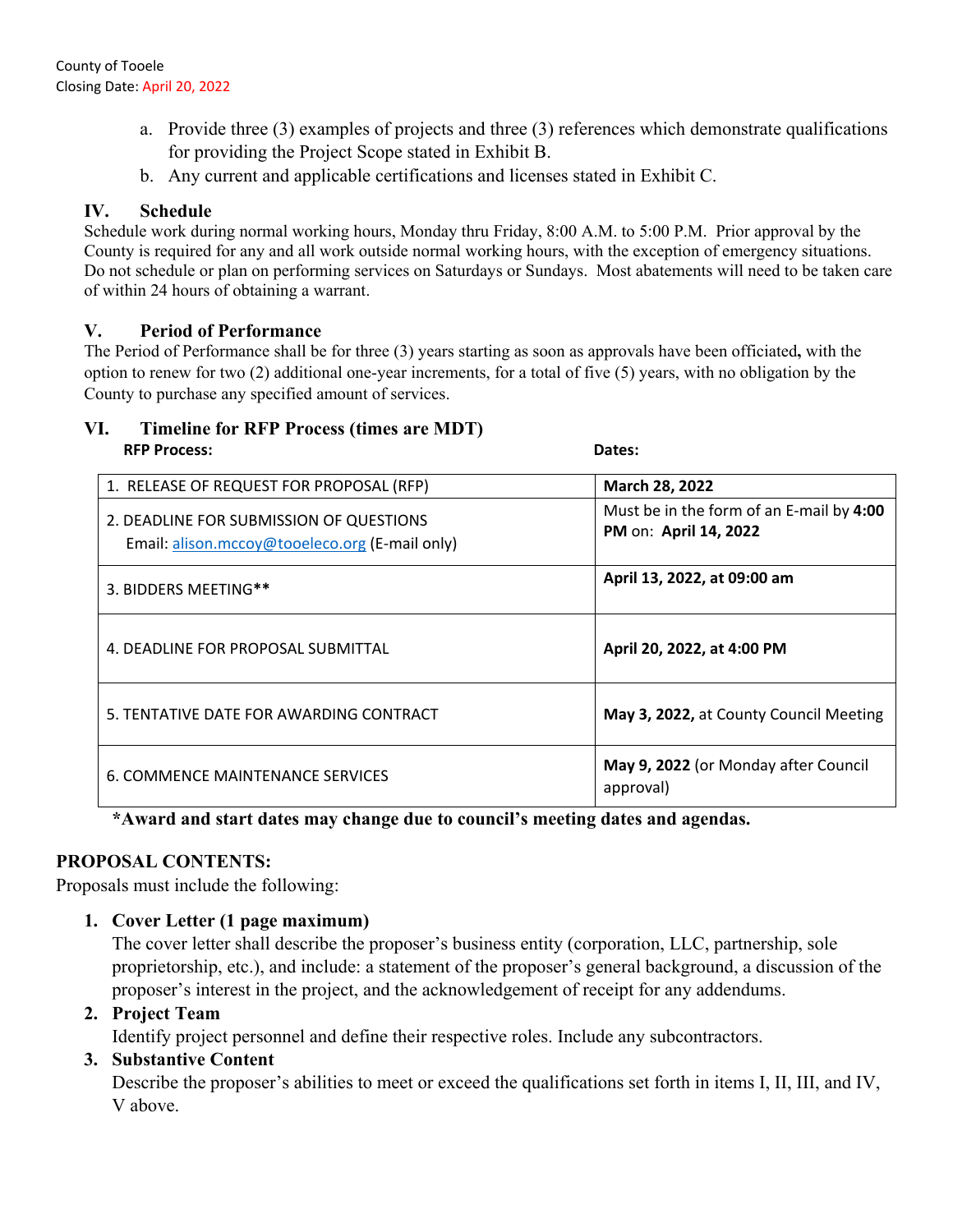a. Provide three (3) examples of projects and three (3) references which demonstrate qualifications for providing the Project Scope stated in Exhibit B.
b. Any current and applicable certifications and licenses stated in Exhibit C.

## IV. Schedule

Schedule work during normal working hours, Monday thru Friday, 8:00 A.M. to 5:00 P.M. Prior approval by the County is required for any and all work outside normal working hours, with the exception of emergency situations. Do not schedule or plan on performing services on Saturdays or Sundays. Most abatements will need to be taken care of within 24 hours of obtaining a warrant.

## V. Period of Performance

The Period of Performance shall be for three (3) years starting as soon as approvals have been officiated**,** with the option to renew for two (2) additional one-year increments, for a total of five (5) years, with no obligation by the County to purchase any specified amount of services.

## VI. Timeline for RFP Process (times are MDT)

| RFP Process: | Dates: |
|---|---|
| 1. RELEASE OF REQUEST FOR PROPOSAL (RFP) | **March 28, 2022** |
| 2. DEADLINE FOR SUBMISSION OF QUESTIONS<br>Email: alison.mccoy@tooeleco.org (E-mail only) | Must be in the form of an E-mail by **4:00 PM** on: **April 14, 2022** |
| 3. BIDDERS MEETING** | **April 13, 2022, at 09:00 am** |
| 4. DEADLINE FOR PROPOSAL SUBMITTAL | **April 20, 2022, at 4:00 PM** |
| 5. TENTATIVE DATE FOR AWARDING CONTRACT | **May 3, 2022,** at County Council Meeting |
| 6. COMMENCE MAINTENANCE SERVICES | **May 9, 2022** (or Monday after Council approval) |

***Award and start dates may change due to council's meeting dates and agendas.**

## PROPOSAL CONTENTS:

Proposals must include the following:

1. **Cover Letter (1 page maximum)**
   The cover letter shall describe the proposer's business entity (corporation, LLC, partnership, sole proprietorship, etc.), and include: a statement of the proposer's general background, a discussion of the proposer's interest in the project, and the acknowledgement of receipt for any addendums.
2. **Project Team**
   Identify project personnel and define their respective roles. Include any subcontractors.
3. **Substantive Content**
   Describe the proposer's abilities to meet or exceed the qualifications set forth in items I, II, III, and IV, V above.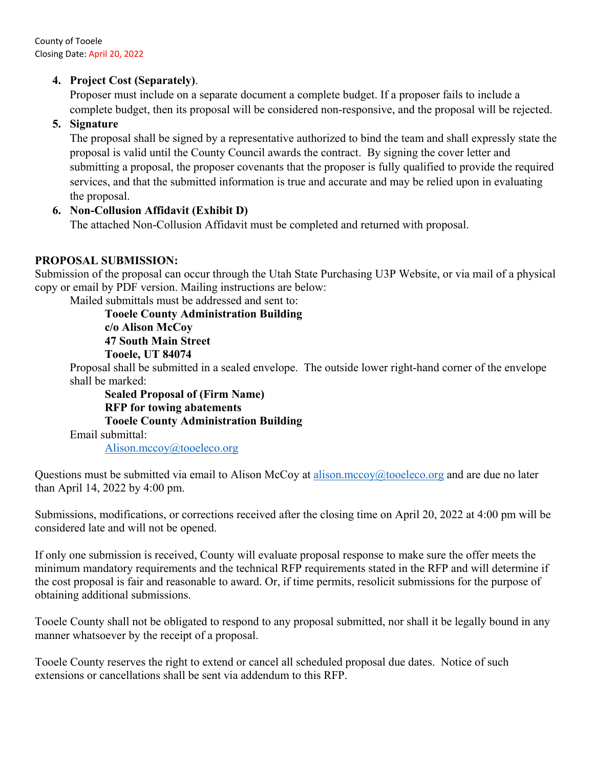4. **Project Cost (Separately)**.
   Proposer must include on a separate document a complete budget. If a proposer fails to include a complete budget, then its proposal will be considered non-responsive, and the proposal will be rejected.
5. **Signature**
   The proposal shall be signed by a representative authorized to bind the team and shall expressly state the proposal is valid until the County Council awards the contract. By signing the cover letter and submitting a proposal, the proposer covenants that the proposer is fully qualified to provide the required services, and that the submitted information is true and accurate and may be relied upon in evaluating the proposal.
6. **Non-Collusion Affidavit (Exhibit D)**
   The attached Non-Collusion Affidavit must be completed and returned with proposal.

**PROPOSAL SUBMISSION:**

Submission of the proposal can occur through the Utah State Purchasing U3P Website, or via mail of a physical copy or email by PDF version. Mailing instructions are below:

Mailed submittals must be addressed and sent to:

**Tooele County Administration Building**
**c/o Alison McCoy**
**47 South Main Street**
**Tooele, UT 84074**

Proposal shall be submitted in a sealed envelope. The outside lower right-hand corner of the envelope shall be marked:

**Sealed Proposal of (Firm Name)**
**RFP for towing abatements**
**Tooele County Administration Building**

Email submittal:

Alison.mccoy@tooeleco.org

Questions must be submitted via email to Alison McCoy at alison.mccoy@tooeleco.org and are due no later than April 14, 2022 by 4:00 pm.

Submissions, modifications, or corrections received after the closing time on April 20, 2022 at 4:00 pm will be considered late and will not be opened.

If only one submission is received, County will evaluate proposal response to make sure the offer meets the minimum mandatory requirements and the technical RFP requirements stated in the RFP and will determine if the cost proposal is fair and reasonable to award. Or, if time permits, resolicit submissions for the purpose of obtaining additional submissions.

Tooele County shall not be obligated to respond to any proposal submitted, nor shall it be legally bound in any manner whatsoever by the receipt of a proposal.

Tooele County reserves the right to extend or cancel all scheduled proposal due dates. Notice of such extensions or cancellations shall be sent via addendum to this RFP.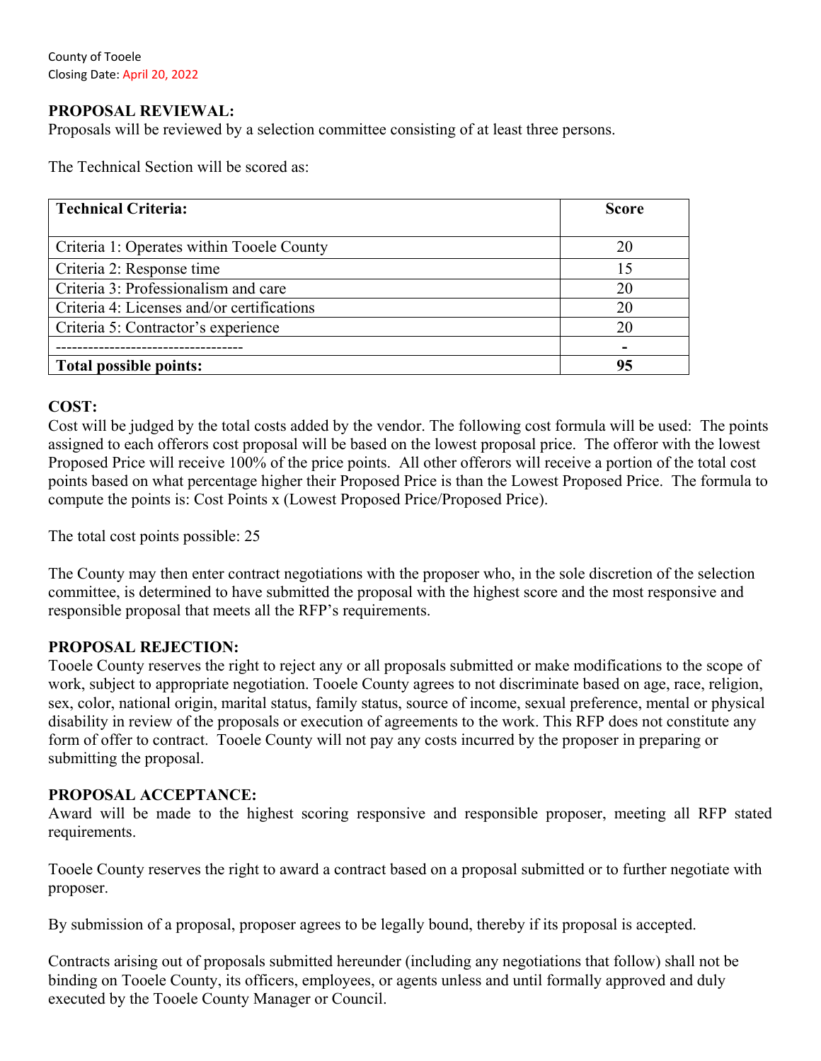County of Tooele
Closing Date: April 20, 2022

**PROPOSAL REVIEWAL:**
Proposals will be reviewed by a selection committee consisting of at least three persons.

The Technical Section will be scored as:

| **Technical Criteria:** | **Score** |
|---|---|
| Criteria 1: Operates within Tooele County | 20 |
| Criteria 2: Response time | 15 |
| Criteria 3: Professionalism and care | 20 |
| Criteria 4: Licenses and/or certifications | 20 |
| Criteria 5: Contractor's experience | 20 |
| ---------------------------------- | - |
| **Total possible points:** | **95** |

**COST:**
Cost will be judged by the total costs added by the vendor. The following cost formula will be used: The points assigned to each offerors cost proposal will be based on the lowest proposal price. The offeror with the lowest Proposed Price will receive 100% of the price points. All other offerors will receive a portion of the total cost points based on what percentage higher their Proposed Price is than the Lowest Proposed Price. The formula to compute the points is: Cost Points x (Lowest Proposed Price/Proposed Price).

The total cost points possible: 25

The County may then enter contract negotiations with the proposer who, in the sole discretion of the selection committee, is determined to have submitted the proposal with the highest score and the most responsive and responsible proposal that meets all the RFP's requirements.

**PROPOSAL REJECTION:**
Tooele County reserves the right to reject any or all proposals submitted or make modifications to the scope of work, subject to appropriate negotiation. Tooele County agrees to not discriminate based on age, race, religion, sex, color, national origin, marital status, family status, source of income, sexual preference, mental or physical disability in review of the proposals or execution of agreements to the work. This RFP does not constitute any form of offer to contract. Tooele County will not pay any costs incurred by the proposer in preparing or submitting the proposal.

**PROPOSAL ACCEPTANCE:**
Award will be made to the highest scoring responsive and responsible proposer, meeting all RFP stated requirements.

Tooele County reserves the right to award a contract based on a proposal submitted or to further negotiate with proposer.

By submission of a proposal, proposer agrees to be legally bound, thereby if its proposal is accepted.

Contracts arising out of proposals submitted hereunder (including any negotiations that follow) shall not be binding on Tooele County, its officers, employees, or agents unless and until formally approved and duly executed by the Tooele County Manager or Council.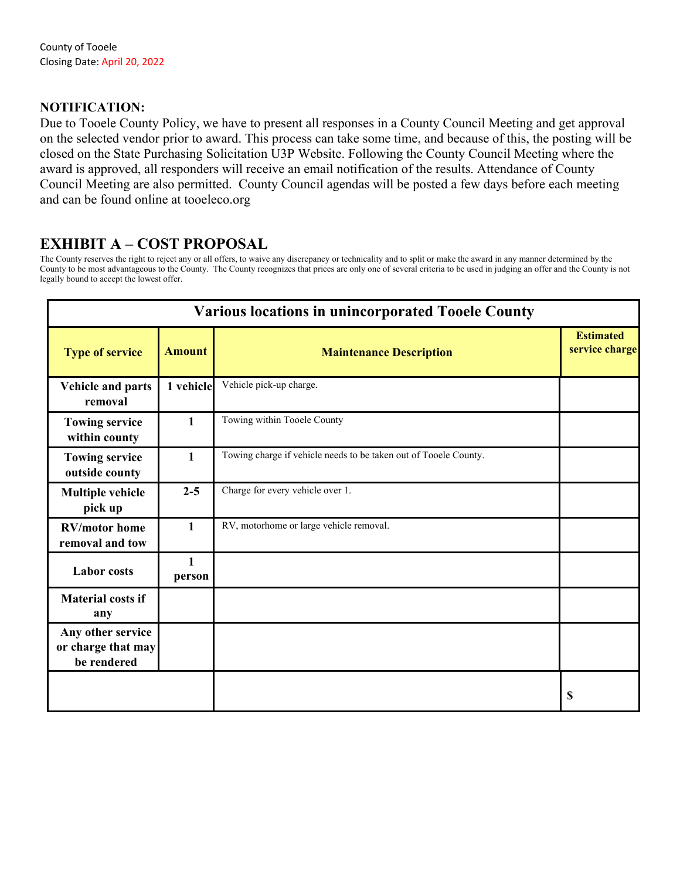County of Tooele
Closing Date: April 20, 2022

**NOTIFICATION:**
Due to Tooele County Policy, we have to present all responses in a County Council Meeting and get approval on the selected vendor prior to award. This process can take some time, and because of this, the posting will be closed on the State Purchasing Solicitation U3P Website. Following the County Council Meeting where the award is approved, all responders will receive an email notification of the results. Attendance of County Council Meeting are also permitted. County Council agendas will be posted a few days before each meeting and can be found online at tooeleco.org

## EXHIBIT A – COST PROPOSAL

The County reserves the right to reject any or all offers, to waive any discrepancy or technicality and to split or make the award in any manner determined by the County to be most advantageous to the County. The County recognizes that prices are only one of several criteria to be used in judging an offer and the County is not legally bound to accept the lowest offer.

| Various locations in unincorporated Tooele County | | | |
|---|---|---|---|
| **Type of service** | **Amount** | **Maintenance Description** | **Estimated service charge** |
| **Vehicle and parts removal** | **1 vehicle** | Vehicle pick-up charge. | |
| **Towing service within county** | **1** | Towing within Tooele County | |
| **Towing service outside county** | **1** | Towing charge if vehicle needs to be taken out of Tooele County. | |
| **Multiple vehicle pick up** | **2-5** | Charge for every vehicle over 1. | |
| **RV/motor home removal and tow** | **1** | RV, motorhome or large vehicle removal. | |
| **Labor costs** | **1 person** | | |
| **Material costs if any** | | | |
| **Any other service or charge that may be rendered** | | | |
| | | | **$** |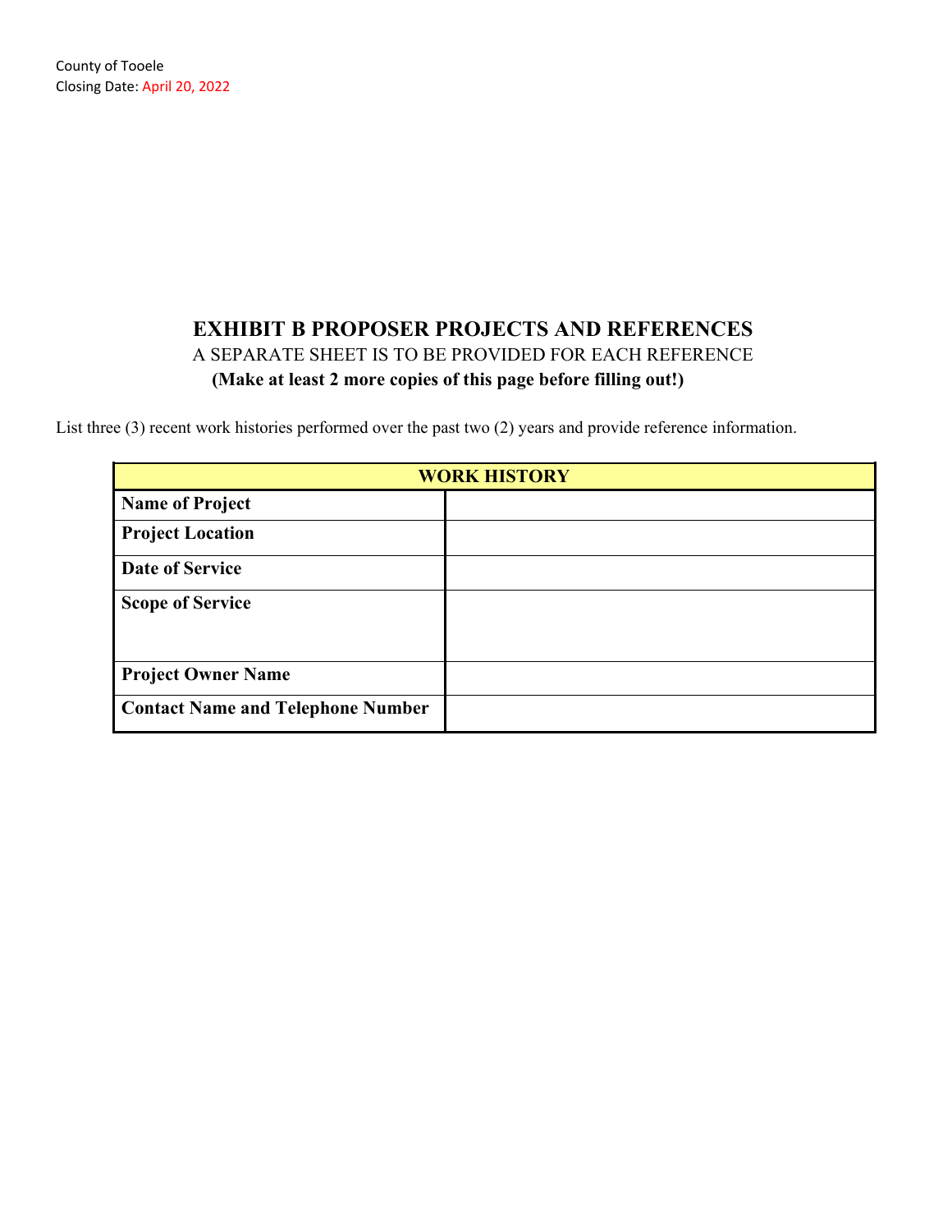County of Tooele
Closing Date: April 20, 2022

## EXHIBIT B PROPOSER PROJECTS AND REFERENCES

A SEPARATE SHEET IS TO BE PROVIDED FOR EACH REFERENCE

**(Make at least 2 more copies of this page before filling out!)**

List three (3) recent work histories performed over the past two (2) years and provide reference information.

| WORK HISTORY | |
|---|---|
| **Name of Project** | |
| **Project Location** | |
| **Date of Service** | |
| **Scope of Service** | |
| **Project Owner Name** | |
| **Contact Name and Telephone Number** | |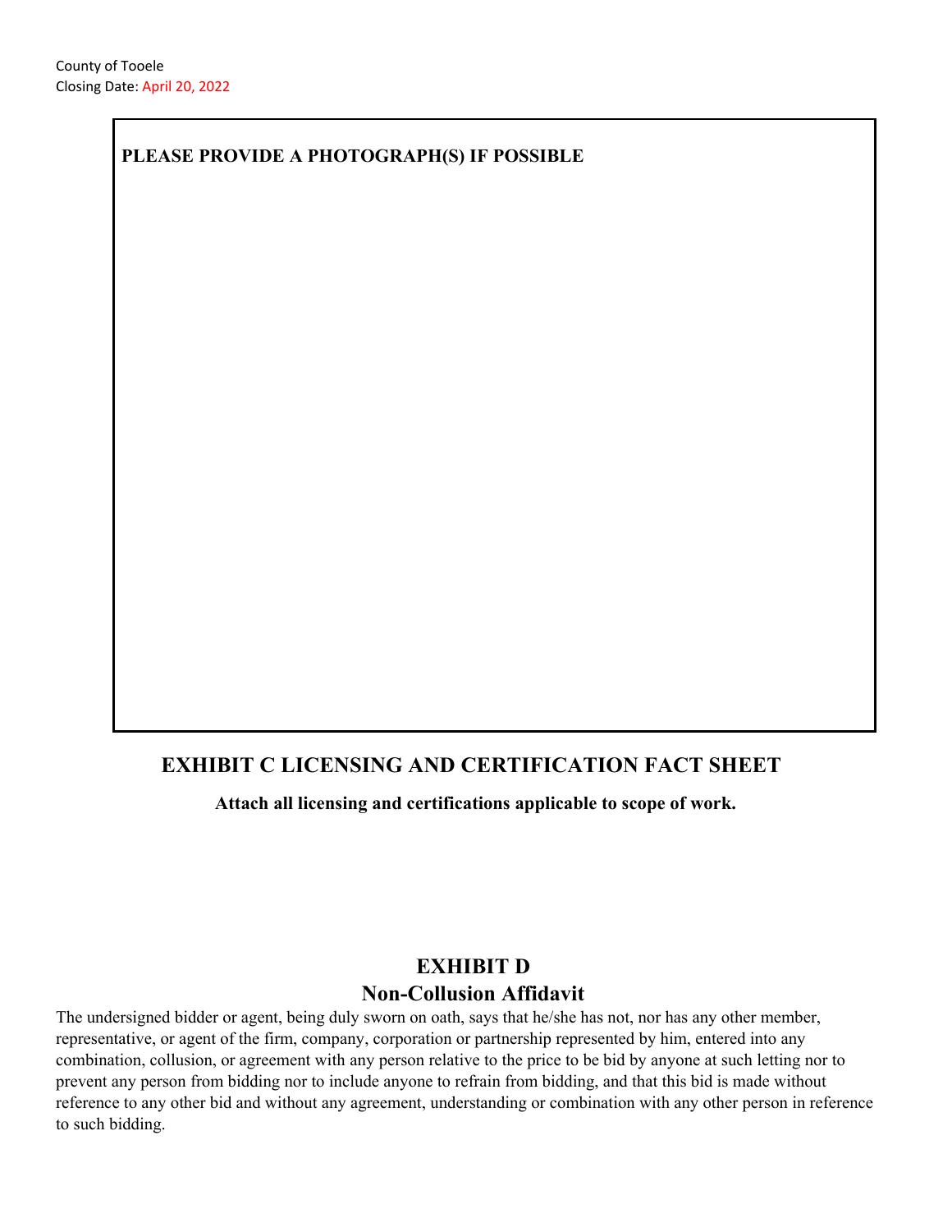County of Tooele
Closing Date: April 20, 2022

**PLEASE PROVIDE A PHOTOGRAPH(S) IF POSSIBLE**

## EXHIBIT C LICENSING AND CERTIFICATION FACT SHEET

**Attach all licensing and certifications applicable to scope of work.**

## EXHIBIT D
## Non-Collusion Affidavit

The undersigned bidder or agent, being duly sworn on oath, says that he/she has not, nor has any other member, representative, or agent of the firm, company, corporation or partnership represented by him, entered into any combination, collusion, or agreement with any person relative to the price to be bid by anyone at such letting nor to prevent any person from bidding nor to include anyone to refrain from bidding, and that this bid is made without reference to any other bid and without any agreement, understanding or combination with any other person in reference to such bidding.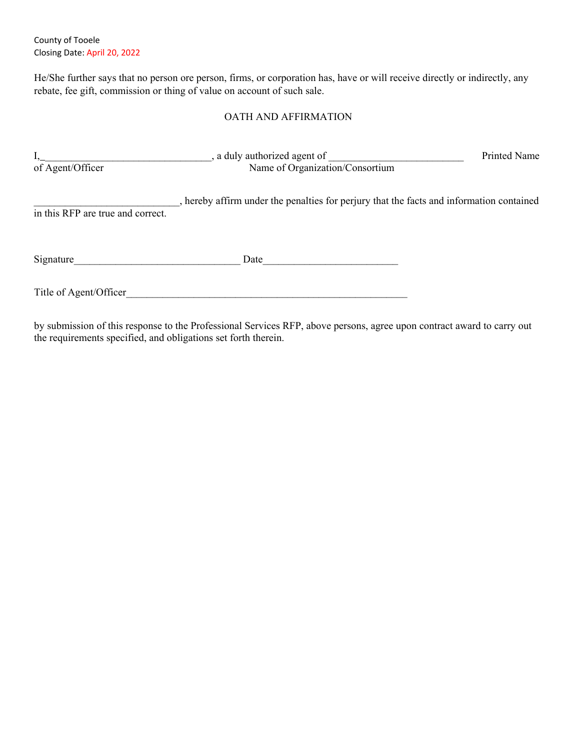He/She further says that no person ore person, firms, or corporation has, have or will receive directly or indirectly, any rebate, fee gift, commission or thing of value on account of such sale.

OATH AND AFFIRMATION

I,________________________________, a duly authorized agent of __________________________ Printed Name of Agent/Officer Name of Organization/Consortium

___________________________, hereby affirm under the penalties for perjury that the facts and information contained in this RFP are true and correct.

Signature_______________________________ Date_________________________

Title of Agent/Officer______________________________________________________

by submission of this response to the Professional Services RFP, above persons, agree upon contract award to carry out the requirements specified, and obligations set forth therein.